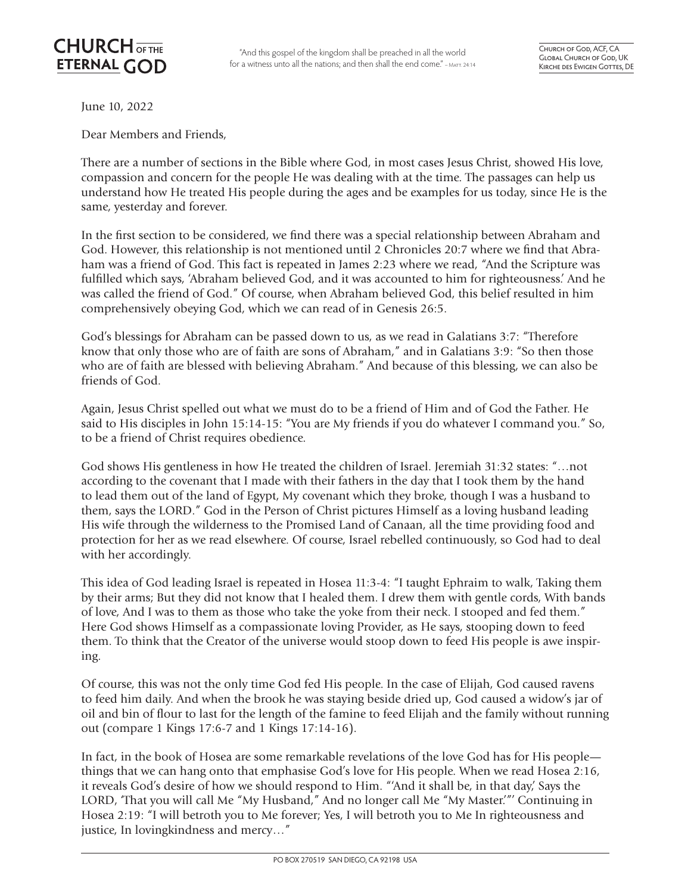**CHURCH OF THE ETERNAL GOD**

"And this gospel of the kingdom shall be preached in all the world for a witness unto all the nations; and then shall the end come." – Matt. 24:14

Church of God, ACF, CA
Global Church of God, UK
Kirche des Ewigen Gottes, DE

June 10, 2022

Dear Members and Friends,

There are a number of sections in the Bible where God, in most cases Jesus Christ, showed His love, compassion and concern for the people He was dealing with at the time. The passages can help us understand how He treated His people during the ages and be examples for us today, since He is the same, yesterday and forever.

In the first section to be considered, we find there was a special relationship between Abraham and God. However, this relationship is not mentioned until 2 Chronicles 20:7 where we find that Abraham was a friend of God. This fact is repeated in James 2:23 where we read, "And the Scripture was fulfilled which says, 'Abraham believed God, and it was accounted to him for righteousness.' And he was called the friend of God." Of course, when Abraham believed God, this belief resulted in him comprehensively obeying God, which we can read of in Genesis 26:5.

God's blessings for Abraham can be passed down to us, as we read in Galatians 3:7: "Therefore know that only those who are of faith are sons of Abraham," and in Galatians 3:9: "So then those who are of faith are blessed with believing Abraham." And because of this blessing, we can also be friends of God.

Again, Jesus Christ spelled out what we must do to be a friend of Him and of God the Father. He said to His disciples in John 15:14-15: "You are My friends if you do whatever I command you." So, to be a friend of Christ requires obedience.

God shows His gentleness in how He treated the children of Israel. Jeremiah 31:32 states: "…not according to the covenant that I made with their fathers in the day that I took them by the hand to lead them out of the land of Egypt, My covenant which they broke, though I was a husband to them, says the LORD." God in the Person of Christ pictures Himself as a loving husband leading His wife through the wilderness to the Promised Land of Canaan, all the time providing food and protection for her as we read elsewhere. Of course, Israel rebelled continuously, so God had to deal with her accordingly.

This idea of God leading Israel is repeated in Hosea 11:3-4: "I taught Ephraim to walk, Taking them by their arms; But they did not know that I healed them. I drew them with gentle cords, With bands of love, And I was to them as those who take the yoke from their neck. I stooped and fed them." Here God shows Himself as a compassionate loving Provider, as He says, stooping down to feed them. To think that the Creator of the universe would stoop down to feed His people is awe inspiring.

Of course, this was not the only time God fed His people. In the case of Elijah, God caused ravens to feed him daily. And when the brook he was staying beside dried up, God caused a widow's jar of oil and bin of flour to last for the length of the famine to feed Elijah and the family without running out (compare 1 Kings 17:6-7 and 1 Kings 17:14-16).

In fact, in the book of Hosea are some remarkable revelations of the love God has for His people—things that we can hang onto that emphasise God's love for His people. When we read Hosea 2:16, it reveals God's desire of how we should respond to Him. "'And it shall be, in that day,' Says the LORD, 'That you will call Me "My Husband," And no longer call Me "My Master."'" Continuing in Hosea 2:19: "I will betroth you to Me forever; Yes, I will betroth you to Me In righteousness and justice, In lovingkindness and mercy…"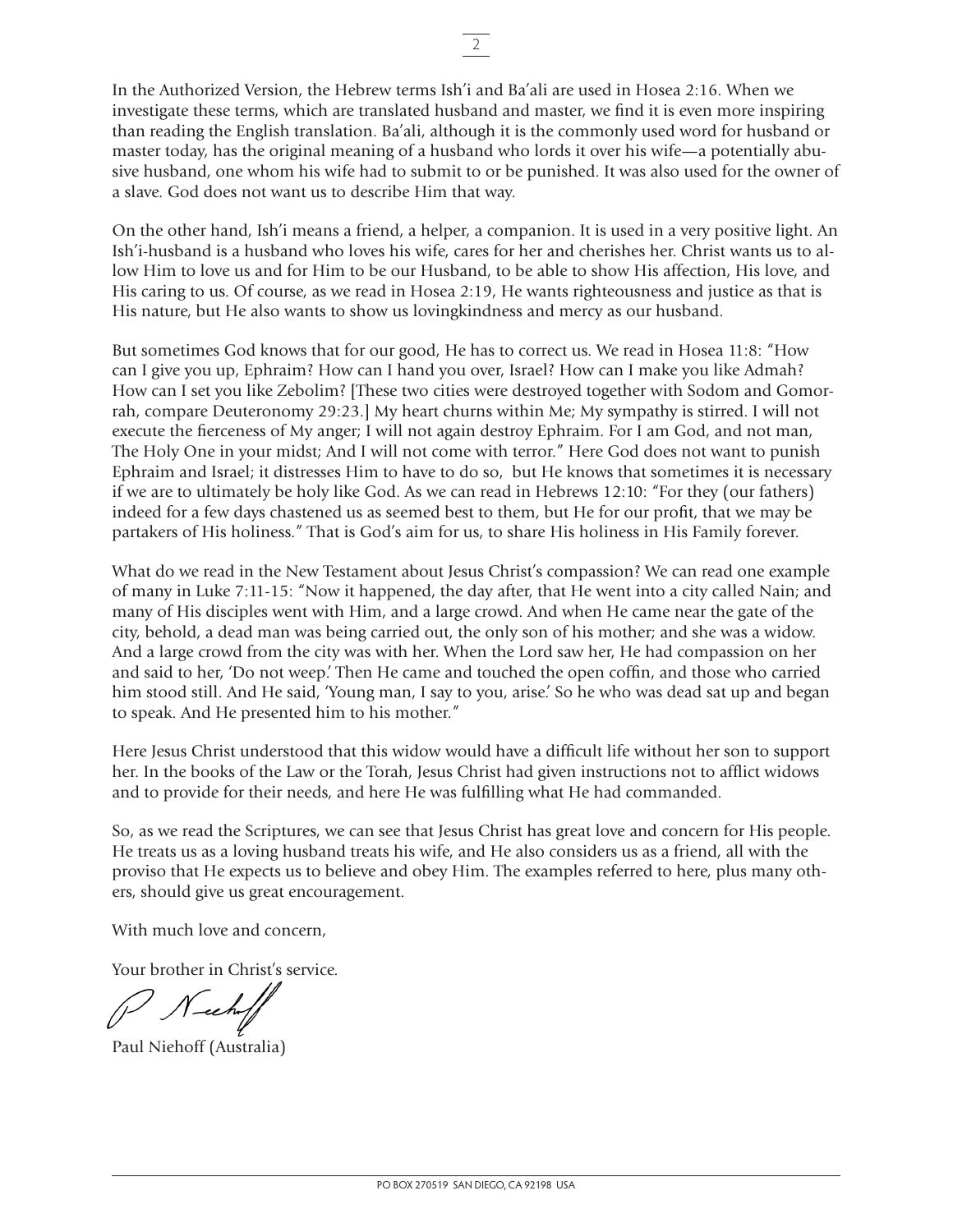In the Authorized Version, the Hebrew terms Ish'i and Ba'ali are used in Hosea 2:16. When we investigate these terms, which are translated husband and master, we find it is even more inspiring than reading the English translation. Ba'ali, although it is the commonly used word for husband or master today, has the original meaning of a husband who lords it over his wife—a potentially abusive husband, one whom his wife had to submit to or be punished. It was also used for the owner of a slave. God does not want us to describe Him that way.

On the other hand, Ish'i means a friend, a helper, a companion. It is used in a very positive light. An Ish'i-husband is a husband who loves his wife, cares for her and cherishes her. Christ wants us to allow Him to love us and for Him to be our Husband, to be able to show His affection, His love, and His caring to us. Of course, as we read in Hosea 2:19, He wants righteousness and justice as that is His nature, but He also wants to show us lovingkindness and mercy as our husband.

But sometimes God knows that for our good, He has to correct us. We read in Hosea 11:8: "How can I give you up, Ephraim? How can I hand you over, Israel? How can I make you like Admah? How can I set you like Zebolim? [These two cities were destroyed together with Sodom and Gomorrah, compare Deuteronomy 29:23.] My heart churns within Me; My sympathy is stirred. I will not execute the fierceness of My anger; I will not again destroy Ephraim. For I am God, and not man, The Holy One in your midst; And I will not come with terror." Here God does not want to punish Ephraim and Israel; it distresses Him to have to do so, but He knows that sometimes it is necessary if we are to ultimately be holy like God. As we can read in Hebrews 12:10: "For they (our fathers) indeed for a few days chastened us as seemed best to them, but He for our profit, that we may be partakers of His holiness." That is God's aim for us, to share His holiness in His Family forever.

What do we read in the New Testament about Jesus Christ's compassion? We can read one example of many in Luke 7:11-15: "Now it happened, the day after, that He went into a city called Nain; and many of His disciples went with Him, and a large crowd. And when He came near the gate of the city, behold, a dead man was being carried out, the only son of his mother; and she was a widow. And a large crowd from the city was with her. When the Lord saw her, He had compassion on her and said to her, 'Do not weep.' Then He came and touched the open coffin, and those who carried him stood still. And He said, 'Young man, I say to you, arise.' So he who was dead sat up and began to speak. And He presented him to his mother."

Here Jesus Christ understood that this widow would have a difficult life without her son to support her. In the books of the Law or the Torah, Jesus Christ had given instructions not to afflict widows and to provide for their needs, and here He was fulfilling what He had commanded.

So, as we read the Scriptures, we can see that Jesus Christ has great love and concern for His people. He treats us as a loving husband treats his wife, and He also considers us as a friend, all with the proviso that He expects us to believe and obey Him. The examples referred to here, plus many others, should give us great encouragement.

With much love and concern,

Your brother in Christ's service.

Paul Niehoff (Australia)